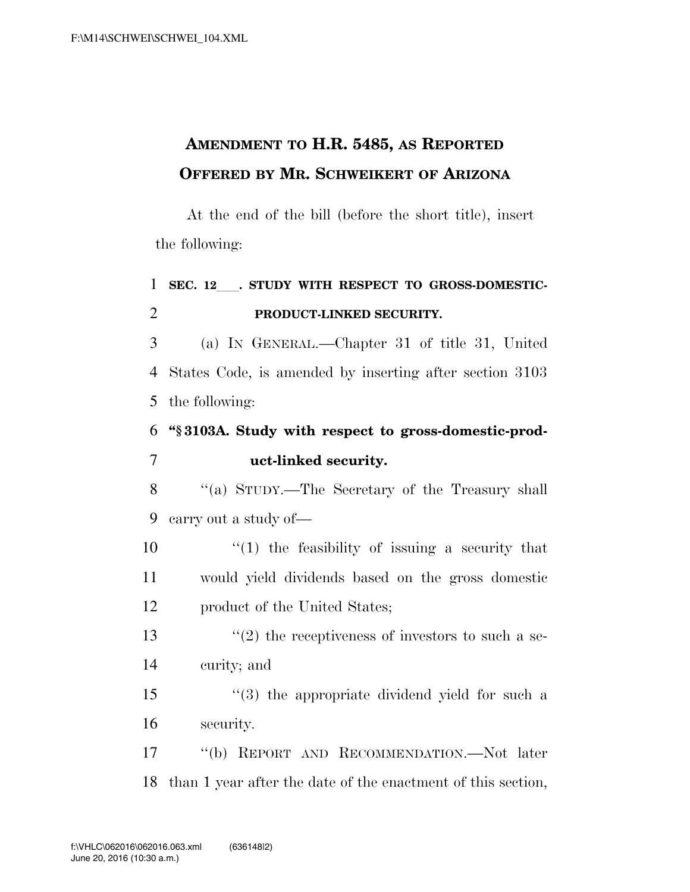# AMENDMENT TO H.R. 5485, AS REPORTED OFFERED BY MR. SCHWEIKERT OF ARIZONA

At the end of the bill (before the short title), insert the following:

**SEC. 12\_\_\_. STUDY WITH RESPECT TO GROSS-DOMESTIC-PRODUCT-LINKED SECURITY.**

(a) IN GENERAL.—Chapter 31 of title 31, United States Code, is amended by inserting after section 3103 the following:

**"§ 3103A. Study with respect to gross-domestic-product-linked security.**

"(a) STUDY.—The Secretary of the Treasury shall carry out a study of—

"(1) the feasibility of issuing a security that would yield dividends based on the gross domestic product of the United States;

"(2) the receptiveness of investors to such a security; and

"(3) the appropriate dividend yield for such a security.

"(b) REPORT AND RECOMMENDATION.—Not later than 1 year after the date of the enactment of this section,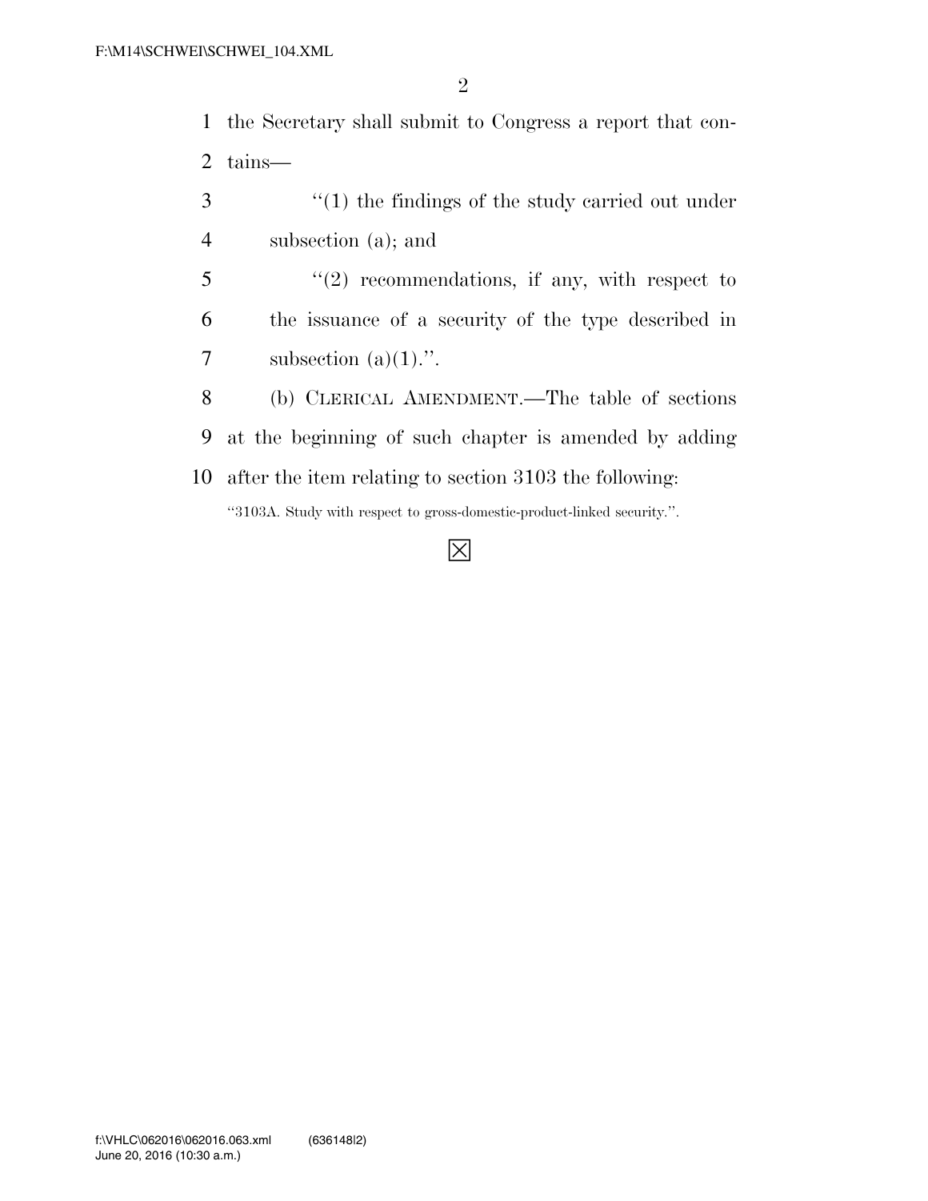the Secretary shall submit to Congress a report that contains—

"(1) the findings of the study carried out under subsection (a); and

"(2) recommendations, if any, with respect to the issuance of a security of the type described in subsection (a)(1).".

(b) CLERICAL AMENDMENT.—The table of sections at the beginning of such chapter is amended by adding after the item relating to section 3103 the following:

"3103A. Study with respect to gross-domestic-product-linked security.".